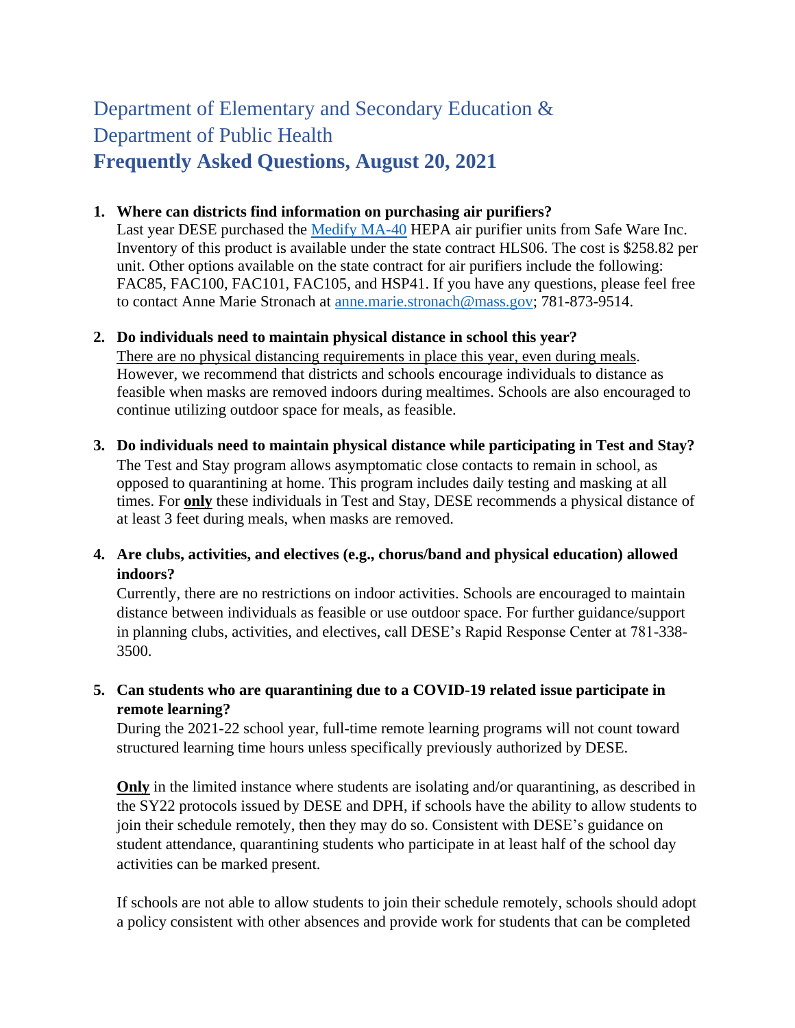# Department of Elementary and Secondary Education & Department of Public Health

## Frequently Asked Questions, August 20, 2021

1. **Where can districts find information on purchasing air purifiers?**
   Last year DESE purchased the [Medify MA-40](#) HEPA air purifier units from Safe Ware Inc. Inventory of this product is available under the state contract HLS06. The cost is $258.82 per unit. Other options available on the state contract for air purifiers include the following: FAC85, FAC100, FAC101, FAC105, and HSP41. If you have any questions, please feel free to contact Anne Marie Stronach at [anne.marie.stronach@mass.gov](mailto:anne.marie.stronach@mass.gov); 781-873-9514.

2. **Do individuals need to maintain physical distance in school this year?**
   <u>There are no physical distancing requirements in place this year, even during meals</u>. However, we recommend that districts and schools encourage individuals to distance as feasible when masks are removed indoors during mealtimes. Schools are also encouraged to continue utilizing outdoor space for meals, as feasible.

3. **Do individuals need to maintain physical distance while participating in Test and Stay?**
   The Test and Stay program allows asymptomatic close contacts to remain in school, as opposed to quarantining at home. This program includes daily testing and masking at all times. For **<u>only</u>** these individuals in Test and Stay, DESE recommends a physical distance of at least 3 feet during meals, when masks are removed.

4. **Are clubs, activities, and electives (e.g., chorus/band and physical education) allowed indoors?**
   Currently, there are no restrictions on indoor activities. Schools are encouraged to maintain distance between individuals as feasible or use outdoor space. For further guidance/support in planning clubs, activities, and electives, call DESE's Rapid Response Center at 781-338-3500.

5. **Can students who are quarantining due to a COVID-19 related issue participate in remote learning?**
   During the 2021-22 school year, full-time remote learning programs will not count toward structured learning time hours unless specifically previously authorized by DESE.

   **<u>Only</u>** in the limited instance where students are isolating and/or quarantining, as described in the SY22 protocols issued by DESE and DPH, if schools have the ability to allow students to join their schedule remotely, then they may do so. Consistent with DESE's guidance on student attendance, quarantining students who participate in at least half of the school day activities can be marked present.

   If schools are not able to allow students to join their schedule remotely, schools should adopt a policy consistent with other absences and provide work for students that can be completed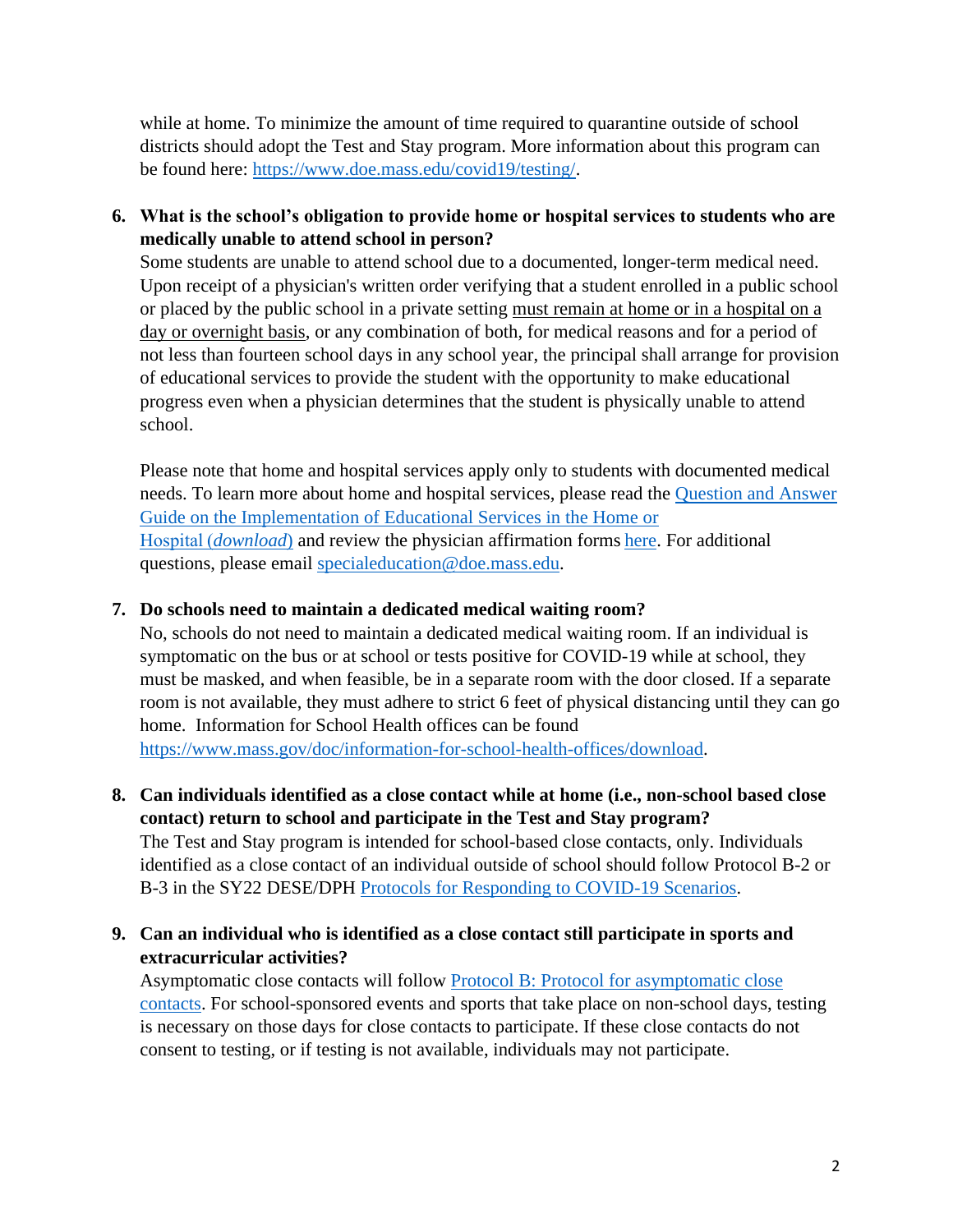while at home. To minimize the amount of time required to quarantine outside of school districts should adopt the Test and Stay program. More information about this program can be found here: [https://www.doe.mass.edu/covid19/testing/](https://www.doe.mass.edu/covid19/testing/).

6. **What is the school's obligation to provide home or hospital services to students who are medically unable to attend school in person?**

   Some students are unable to attend school due to a documented, longer-term medical need. Upon receipt of a physician's written order verifying that a student enrolled in a public school or placed by the public school in a private setting must remain at home or in a hospital on a day or overnight basis, or any combination of both, for medical reasons and for a period of not less than fourteen school days in any school year, the principal shall arrange for provision of educational services to provide the student with the opportunity to make educational progress even when a physician determines that the student is physically unable to attend school.

   Please note that home and hospital services apply only to students with documented medical needs. To learn more about home and hospital services, please read the Question and Answer Guide on the Implementation of Educational Services in the Home or Hospital (*download*) and review the physician affirmation forms here. For additional questions, please email specialeducation@doe.mass.edu.

7. **Do schools need to maintain a dedicated medical waiting room?**

   No, schools do not need to maintain a dedicated medical waiting room. If an individual is symptomatic on the bus or at school or tests positive for COVID-19 while at school, they must be masked, and when feasible, be in a separate room with the door closed. If a separate room is not available, they must adhere to strict 6 feet of physical distancing until they can go home. Information for School Health offices can be found [https://www.mass.gov/doc/information-for-school-health-offices/download](https://www.mass.gov/doc/information-for-school-health-offices/download).

8. **Can individuals identified as a close contact while at home (i.e., non-school based close contact) return to school and participate in the Test and Stay program?**

   The Test and Stay program is intended for school-based close contacts, only. Individuals identified as a close contact of an individual outside of school should follow Protocol B-2 or B-3 in the SY22 DESE/DPH Protocols for Responding to COVID-19 Scenarios.

9. **Can an individual who is identified as a close contact still participate in sports and extracurricular activities?**

   Asymptomatic close contacts will follow Protocol B: Protocol for asymptomatic close contacts. For school-sponsored events and sports that take place on non-school days, testing is necessary on those days for close contacts to participate. If these close contacts do not consent to testing, or if testing is not available, individuals may not participate.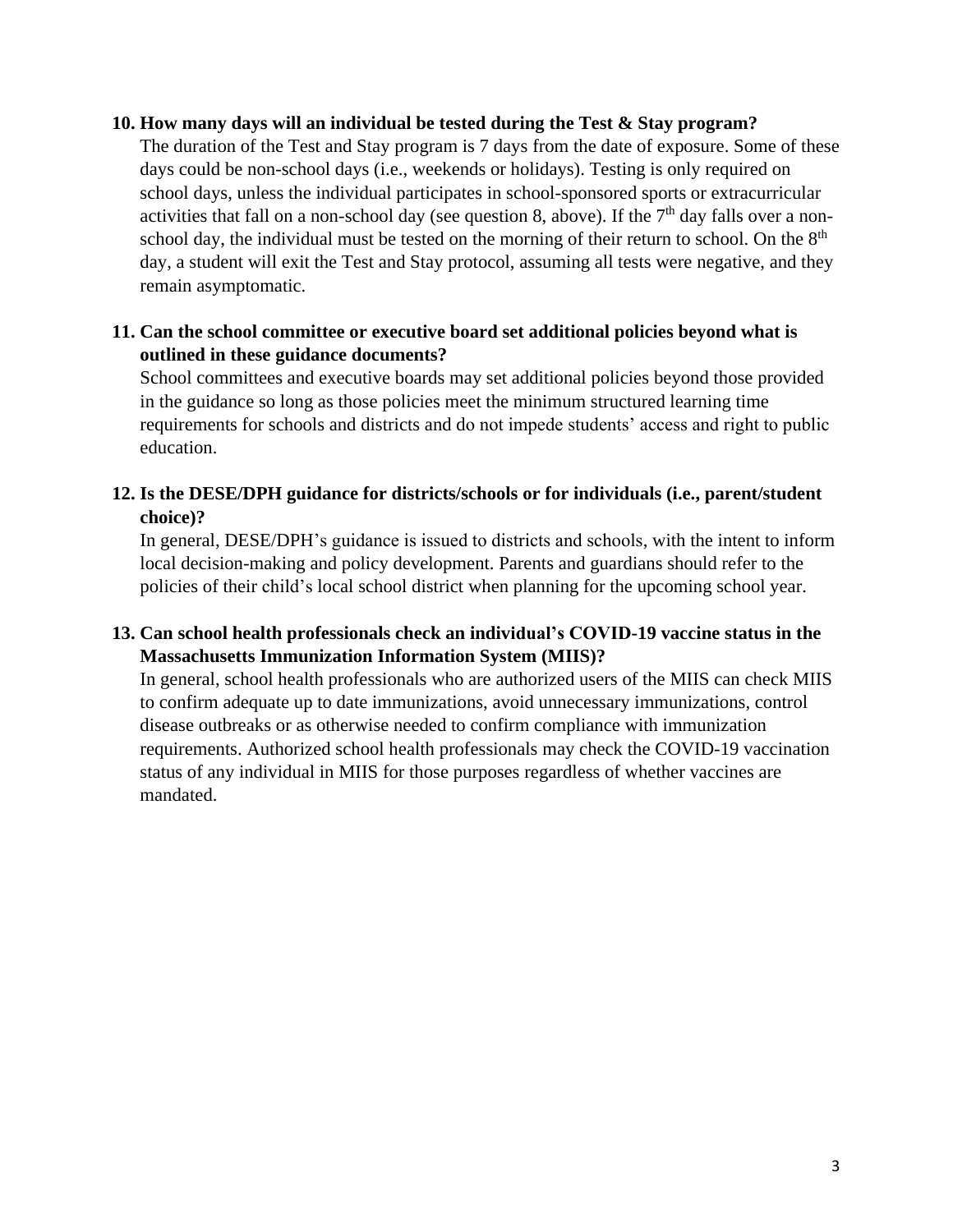**10. How many days will an individual be tested during the Test & Stay program?**

The duration of the Test and Stay program is 7 days from the date of exposure. Some of these days could be non-school days (i.e., weekends or holidays). Testing is only required on school days, unless the individual participates in school-sponsored sports or extracurricular activities that fall on a non-school day (see question 8, above). If the 7th day falls over a non-school day, the individual must be tested on the morning of their return to school. On the 8th day, a student will exit the Test and Stay protocol, assuming all tests were negative, and they remain asymptomatic.

**11. Can the school committee or executive board set additional policies beyond what is outlined in these guidance documents?**

School committees and executive boards may set additional policies beyond those provided in the guidance so long as those policies meet the minimum structured learning time requirements for schools and districts and do not impede students' access and right to public education.

**12. Is the DESE/DPH guidance for districts/schools or for individuals (i.e., parent/student choice)?**

In general, DESE/DPH's guidance is issued to districts and schools, with the intent to inform local decision-making and policy development. Parents and guardians should refer to the policies of their child's local school district when planning for the upcoming school year.

**13. Can school health professionals check an individual's COVID-19 vaccine status in the Massachusetts Immunization Information System (MIIS)?**

In general, school health professionals who are authorized users of the MIIS can check MIIS to confirm adequate up to date immunizations, avoid unnecessary immunizations, control disease outbreaks or as otherwise needed to confirm compliance with immunization requirements. Authorized school health professionals may check the COVID-19 vaccination status of any individual in MIIS for those purposes regardless of whether vaccines are mandated.